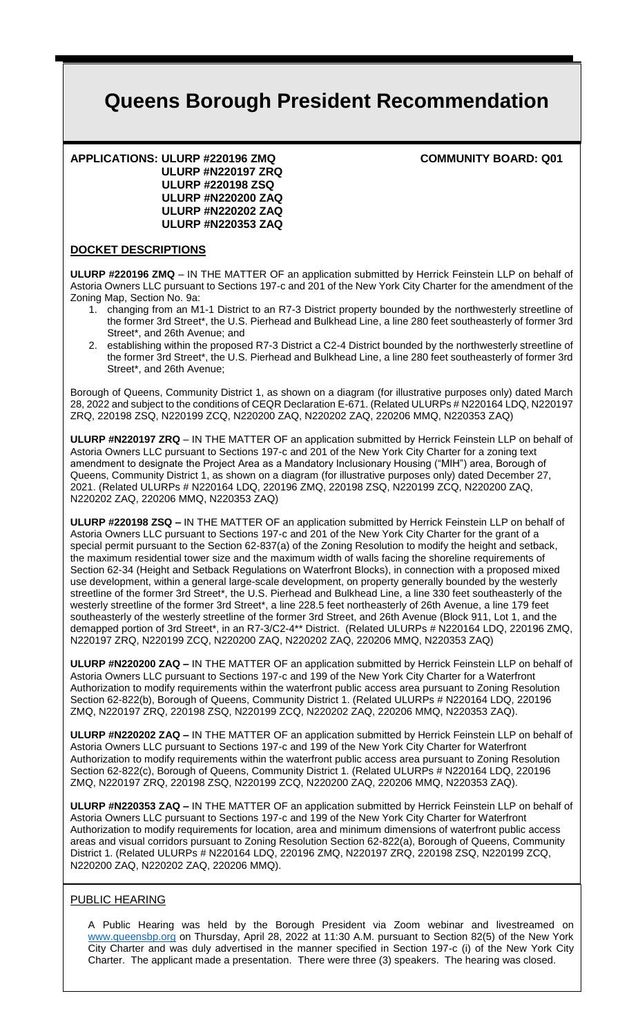# Queens Borough President Recommendation

**APPLICATIONS: ULURP #220196 ZMQ**
**ULURP #N220197 ZRQ**
**ULURP #220198 ZSQ**
**ULURP #N220200 ZAQ**
**ULURP #N220202 ZAQ**
**ULURP #N220353 ZAQ**

**COMMUNITY BOARD: Q01**

## DOCKET DESCRIPTIONS

**ULURP #220196 ZMQ** – IN THE MATTER OF an application submitted by Herrick Feinstein LLP on behalf of Astoria Owners LLC pursuant to Sections 197-c and 201 of the New York City Charter for the amendment of the Zoning Map, Section No. 9a:

1. changing from an M1-1 District to an R7-3 District property bounded by the northwesterly streetline of the former 3rd Street*, the U.S. Pierhead and Bulkhead Line, a line 280 feet southeasterly of former 3rd Street*, and 26th Avenue; and
2. establishing within the proposed R7-3 District a C2-4 District bounded by the northwesterly streetline of the former 3rd Street*, the U.S. Pierhead and Bulkhead Line, a line 280 feet southeasterly of former 3rd Street*, and 26th Avenue;

Borough of Queens, Community District 1, as shown on a diagram (for illustrative purposes only) dated March 28, 2022 and subject to the conditions of CEQR Declaration E-671. (Related ULURPs # N220164 LDQ, N220197 ZRQ, 220198 ZSQ, N220199 ZCQ, N220200 ZAQ, N220202 ZAQ, 220206 MMQ, N220353 ZAQ)

**ULURP #N220197 ZRQ** – IN THE MATTER OF an application submitted by Herrick Feinstein LLP on behalf of Astoria Owners LLC pursuant to Sections 197-c and 201 of the New York City Charter for a zoning text amendment to designate the Project Area as a Mandatory Inclusionary Housing ("MIH") area, Borough of Queens, Community District 1, as shown on a diagram (for illustrative purposes only) dated December 27, 2021. (Related ULURPs # N220164 LDQ, 220196 ZMQ, 220198 ZSQ, N220199 ZCQ, N220200 ZAQ, N220202 ZAQ, 220206 MMQ, N220353 ZAQ)

**ULURP #220198 ZSQ –** IN THE MATTER OF an application submitted by Herrick Feinstein LLP on behalf of Astoria Owners LLC pursuant to Sections 197-c and 201 of the New York City Charter for the grant of a special permit pursuant to the Section 62-837(a) of the Zoning Resolution to modify the height and setback, the maximum residential tower size and the maximum width of walls facing the shoreline requirements of Section 62-34 (Height and Setback Regulations on Waterfront Blocks), in connection with a proposed mixed use development, within a general large-scale development, on property generally bounded by the westerly streetline of the former 3rd Street*, the U.S. Pierhead and Bulkhead Line, a line 330 feet southeasterly of the westerly streetline of the former 3rd Street*, a line 228.5 feet northeasterly of 26th Avenue, a line 179 feet southeasterly of the westerly streetline of the former 3rd Street, and 26th Avenue (Block 911, Lot 1, and the demapped portion of 3rd Street*, in an R7-3/C2-4** District. (Related ULURPs # N220164 LDQ, 220196 ZMQ, N220197 ZRQ, N220199 ZCQ, N220200 ZAQ, N220202 ZAQ, 220206 MMQ, N220353 ZAQ)

**ULURP #N220200 ZAQ –** IN THE MATTER OF an application submitted by Herrick Feinstein LLP on behalf of Astoria Owners LLC pursuant to Sections 197-c and 199 of the New York City Charter for a Waterfront Authorization to modify requirements within the waterfront public access area pursuant to Zoning Resolution Section 62-822(b), Borough of Queens, Community District 1. (Related ULURPs # N220164 LDQ, 220196 ZMQ, N220197 ZRQ, 220198 ZSQ, N220199 ZCQ, N220202 ZAQ, 220206 MMQ, N220353 ZAQ).

**ULURP #N220202 ZAQ –** IN THE MATTER OF an application submitted by Herrick Feinstein LLP on behalf of Astoria Owners LLC pursuant to Sections 197-c and 199 of the New York City Charter for Waterfront Authorization to modify requirements within the waterfront public access area pursuant to Zoning Resolution Section 62-822(c), Borough of Queens, Community District 1. (Related ULURPs # N220164 LDQ, 220196 ZMQ, N220197 ZRQ, 220198 ZSQ, N220199 ZCQ, N220200 ZAQ, 220206 MMQ, N220353 ZAQ).

**ULURP #N220353 ZAQ –** IN THE MATTER OF an application submitted by Herrick Feinstein LLP on behalf of Astoria Owners LLC pursuant to Sections 197-c and 199 of the New York City Charter for Waterfront Authorization to modify requirements for location, area and minimum dimensions of waterfront public access areas and visual corridors pursuant to Zoning Resolution Section 62-822(a), Borough of Queens, Community District 1. (Related ULURPs # N220164 LDQ, 220196 ZMQ, N220197 ZRQ, 220198 ZSQ, N220199 ZCQ, N220200 ZAQ, N220202 ZAQ, 220206 MMQ).

## PUBLIC HEARING

A Public Hearing was held by the Borough President via Zoom webinar and livestreamed on www.queensbp.org on Thursday, April 28, 2022 at 11:30 A.M. pursuant to Section 82(5) of the New York City Charter and was duly advertised in the manner specified in Section 197-c (i) of the New York City Charter. The applicant made a presentation. There were three (3) speakers. The hearing was closed.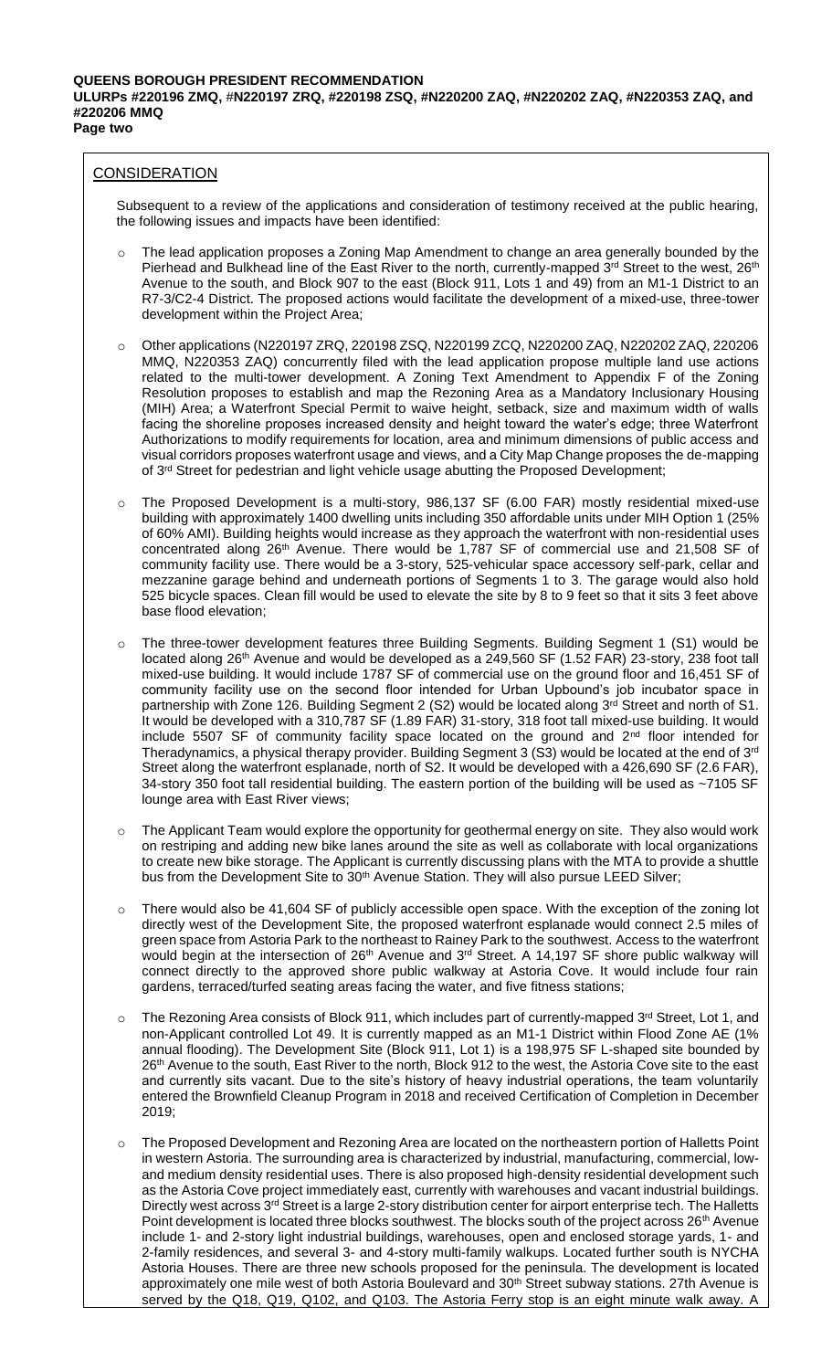**QUEENS BOROUGH PRESIDENT RECOMMENDATION**
**ULURPs #220196 ZMQ, #N220197 ZRQ, #220198 ZSQ, #N220200 ZAQ, #N220202 ZAQ, #N220353 ZAQ, and #220206 MMQ**

## CONSIDERATION

Subsequent to a review of the applications and consideration of testimony received at the public hearing, the following issues and impacts have been identified:

- The lead application proposes a Zoning Map Amendment to change an area generally bounded by the Pierhead and Bulkhead line of the East River to the north, currently-mapped 3rd Street to the west, 26th Avenue to the south, and Block 907 to the east (Block 911, Lots 1 and 49) from an M1-1 District to an R7-3/C2-4 District. The proposed actions would facilitate the development of a mixed-use, three-tower development within the Project Area;

- Other applications (N220197 ZRQ, 220198 ZSQ, N220199 ZCQ, N220200 ZAQ, N220202 ZAQ, 220206 MMQ, N220353 ZAQ) concurrently filed with the lead application propose multiple land use actions related to the multi-tower development. A Zoning Text Amendment to Appendix F of the Zoning Resolution proposes to establish and map the Rezoning Area as a Mandatory Inclusionary Housing (MIH) Area; a Waterfront Special Permit to waive height, setback, size and maximum width of walls facing the shoreline proposes increased density and height toward the water's edge; three Waterfront Authorizations to modify requirements for location, area and minimum dimensions of public access and visual corridors proposes waterfront usage and views, and a City Map Change proposes the de-mapping of 3rd Street for pedestrian and light vehicle usage abutting the Proposed Development;

- The Proposed Development is a multi-story, 986,137 SF (6.00 FAR) mostly residential mixed-use building with approximately 1400 dwelling units including 350 affordable units under MIH Option 1 (25% of 60% AMI). Building heights would increase as they approach the waterfront with non-residential uses concentrated along 26th Avenue. There would be 1,787 SF of commercial use and 21,508 SF of community facility use. There would be a 3-story, 525-vehicular space accessory self-park, cellar and mezzanine garage behind and underneath portions of Segments 1 to 3. The garage would also hold 525 bicycle spaces. Clean fill would be used to elevate the site by 8 to 9 feet so that it sits 3 feet above base flood elevation;

- The three-tower development features three Building Segments. Building Segment 1 (S1) would be located along 26th Avenue and would be developed as a 249,560 SF (1.52 FAR) 23-story, 238 foot tall mixed-use building. It would include 1787 SF of commercial use on the ground floor and 16,451 SF of community facility use on the second floor intended for Urban Upbound's job incubator space in partnership with Zone 126. Building Segment 2 (S2) would be located along 3rd Street and north of S1. It would be developed with a 310,787 SF (1.89 FAR) 31-story, 318 foot tall mixed-use building. It would include 5507 SF of community facility space located on the ground and 2nd floor intended for Theradynamics, a physical therapy provider. Building Segment 3 (S3) would be located at the end of 3rd Street along the waterfront esplanade, north of S2. It would be developed with a 426,690 SF (2.6 FAR), 34-story 350 foot tall residential building. The eastern portion of the building will be used as ~7105 SF lounge area with East River views;

- The Applicant Team would explore the opportunity for geothermal energy on site. They also would work on restriping and adding new bike lanes around the site as well as collaborate with local organizations to create new bike storage. The Applicant is currently discussing plans with the MTA to provide a shuttle bus from the Development Site to 30th Avenue Station. They will also pursue LEED Silver;

- There would also be 41,604 SF of publicly accessible open space. With the exception of the zoning lot directly west of the Development Site, the proposed waterfront esplanade would connect 2.5 miles of green space from Astoria Park to the northeast to Rainey Park to the southwest. Access to the waterfront would begin at the intersection of 26th Avenue and 3rd Street. A 14,197 SF shore public walkway will connect directly to the approved shore public walkway at Astoria Cove. It would include four rain gardens, terraced/turfed seating areas facing the water, and five fitness stations;

- The Rezoning Area consists of Block 911, which includes part of currently-mapped 3rd Street, Lot 1, and non-Applicant controlled Lot 49. It is currently mapped as an M1-1 District within Flood Zone AE (1% annual flooding). The Development Site (Block 911, Lot 1) is a 198,975 SF L-shaped site bounded by 26th Avenue to the south, East River to the north, Block 912 to the west, the Astoria Cove site to the east and currently sits vacant. Due to the site's history of heavy industrial operations, the team voluntarily entered the Brownfield Cleanup Program in 2018 and received Certification of Completion in December 2019;

- The Proposed Development and Rezoning Area are located on the northeastern portion of Halletts Point in western Astoria. The surrounding area is characterized by industrial, manufacturing, commercial, low- and medium density residential uses. There is also proposed high-density residential development such as the Astoria Cove project immediately east, currently with warehouses and vacant industrial buildings. Directly west across 3rd Street is a large 2-story distribution center for airport enterprise tech. The Halletts Point development is located three blocks southwest. The blocks south of the project across 26th Avenue include 1- and 2-story light industrial buildings, warehouses, open and enclosed storage yards, 1- and 2-family residences, and several 3- and 4-story multi-family walkups. Located further south is NYCHA Astoria Houses. There are three new schools proposed for the peninsula. The development is located approximately one mile west of both Astoria Boulevard and 30th Street subway stations. 27th Avenue is served by the Q18, Q19, Q102, and Q103. The Astoria Ferry stop is an eight minute walk away. A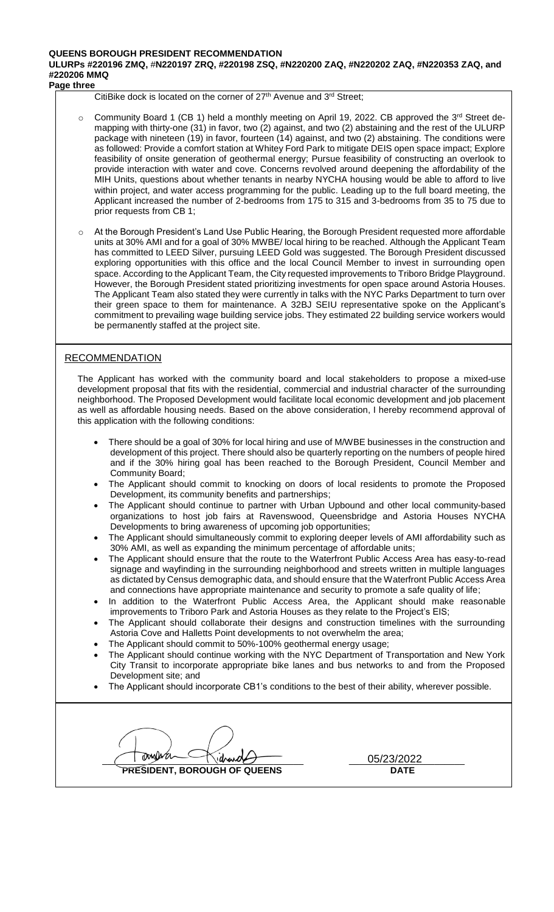CitiBike dock is located on the corner of 27th Avenue and 3rd Street;

- Community Board 1 (CB 1) held a monthly meeting on April 19, 2022. CB approved the 3rd Street de-mapping with thirty-one (31) in favor, two (2) against, and two (2) abstaining and the rest of the ULURP package with nineteen (19) in favor, fourteen (14) against, and two (2) abstaining. The conditions were as followed: Provide a comfort station at Whitey Ford Park to mitigate DEIS open space impact; Explore feasibility of onsite generation of geothermal energy; Pursue feasibility of constructing an overlook to provide interaction with water and cove. Concerns revolved around deepening the affordability of the MIH Units, questions about whether tenants in nearby NYCHA housing would be able to afford to live within project, and water access programming for the public. Leading up to the full board meeting, the Applicant increased the number of 2-bedrooms from 175 to 315 and 3-bedrooms from 35 to 75 due to prior requests from CB 1;

- At the Borough President's Land Use Public Hearing, the Borough President requested more affordable units at 30% AMI and for a goal of 30% MWBE/ local hiring to be reached. Although the Applicant Team has committed to LEED Silver, pursuing LEED Gold was suggested. The Borough President discussed exploring opportunities with this office and the local Council Member to invest in surrounding open space. According to the Applicant Team, the City requested improvements to Triboro Bridge Playground. However, the Borough President stated prioritizing investments for open space around Astoria Houses. The Applicant Team also stated they were currently in talks with the NYC Parks Department to turn over their green space to them for maintenance. A 32BJ SEIU representative spoke on the Applicant's commitment to prevailing wage building service jobs. They estimated 22 building service workers would be permanently staffed at the project site.

## RECOMMENDATION

The Applicant has worked with the community board and local stakeholders to propose a mixed-use development proposal that fits with the residential, commercial and industrial character of the surrounding neighborhood. The Proposed Development would facilitate local economic development and job placement as well as affordable housing needs. Based on the above consideration, I hereby recommend approval of this application with the following conditions:

- There should be a goal of 30% for local hiring and use of M/WBE businesses in the construction and development of this project. There should also be quarterly reporting on the numbers of people hired and if the 30% hiring goal has been reached to the Borough President, Council Member and Community Board;
- The Applicant should commit to knocking on doors of local residents to promote the Proposed Development, its community benefits and partnerships;
- The Applicant should continue to partner with Urban Upbound and other local community-based organizations to host job fairs at Ravenswood, Queensbridge and Astoria Houses NYCHA Developments to bring awareness of upcoming job opportunities;
- The Applicant should simultaneously commit to exploring deeper levels of AMI affordability such as 30% AMI, as well as expanding the minimum percentage of affordable units;
- The Applicant should ensure that the route to the Waterfront Public Access Area has easy-to-read signage and wayfinding in the surrounding neighborhood and streets written in multiple languages as dictated by Census demographic data, and should ensure that the Waterfront Public Access Area and connections have appropriate maintenance and security to promote a safe quality of life;
- In addition to the Waterfront Public Access Area, the Applicant should make reasonable improvements to Triboro Park and Astoria Houses as they relate to the Project's EIS;
- The Applicant should collaborate their designs and construction timelines with the surrounding Astoria Cove and Halletts Point developments to not overwhelm the area;
- The Applicant should commit to 50%-100% geothermal energy usage;
- The Applicant should continue working with the NYC Department of Transportation and New York City Transit to incorporate appropriate bike lanes and bus networks to and from the Proposed Development site; and
- The Applicant should incorporate CB1's conditions to the best of their ability, wherever possible.

**PRESIDENT, BOROUGH OF QUEENS**

05/23/2022
**DATE**